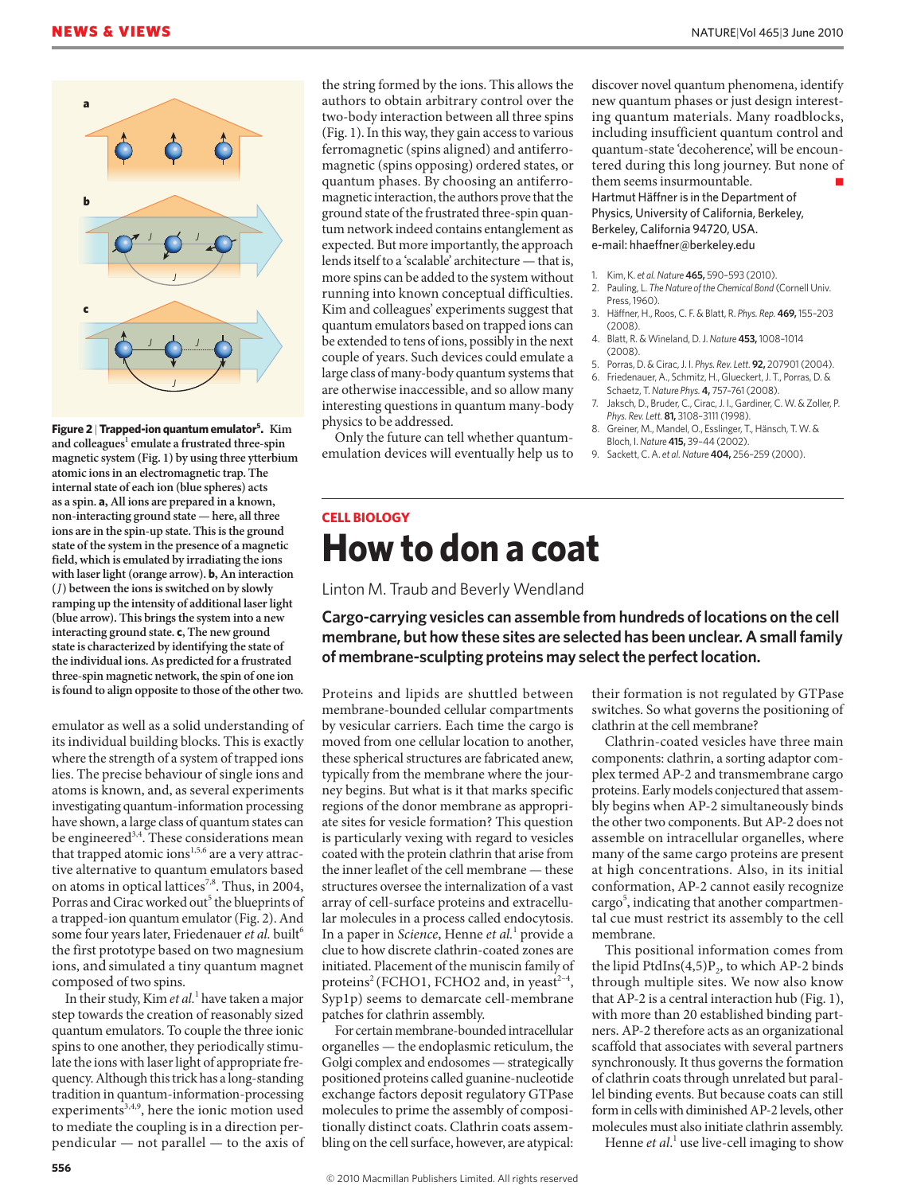**Figure 2 | Trapped-ion quantum emulator[5].** Kim and colleagues[1] emulate a frustrated three-spin magnetic system (Fig. 1) by using three ytterbium atomic ions in an electromagnetic trap. The internal state of each ion (blue spheres) acts as a spin. **a**, All ions are prepared in a known, non-interacting ground state — here, all three ions are in the spin-up state. This is the ground state of the system in the presence of a magnetic field, which is emulated by irradiating the ions with laser light (orange arrow). **b**, An interaction ($J$) between the ions is switched on by slowly ramping up the intensity of additional laser light (blue arrow). This brings the system into a new interacting ground state. **c**, The new ground state is characterized by identifying the state of the individual ions. As predicted for a frustrated three-spin magnetic network, the spin of one ion is found to align opposite to those of the other two.

emulator as well as a solid understanding of its individual building blocks. This is exactly where the strength of a system of trapped ions lies. The precise behaviour of single ions and atoms is known, and, as several experiments investigating quantum-information processing have shown, a large class of quantum states can be engineered[3,4]. These considerations mean that trapped atomic ions[1,5,6] are a very attractive alternative to quantum emulators based on atoms in optical lattices[7,8]. Thus, in 2004, Porras and Cirac worked out[5] the blueprints of a trapped-ion quantum emulator (Fig. 2). And some four years later, Friedenauer *et al.* built[6] the first prototype based on two magnesium ions, and simulated a tiny quantum magnet composed of two spins.

In their study, Kim *et al.*[1] have taken a major step towards the creation of reasonably sized quantum emulators. To couple the three ionic spins to one another, they politely stimulate the ions with laser light of appropriate frequency. Although this trick has a long-standing tradition in quantum-information-processing experiments[3,4,9], here the ionic motion used to mediate the coupling is in a direction perpendicular — not parallel — to the axis of the string formed by the ions. This allows the authors to obtain arbitrary control over the two-body interaction between all three spins (Fig. 1). In this way, they gain access to various ferromagnetic (spins aligned) and antiferromagnetic (spins opposing) ordered states, or quantum phases. By choosing an antiferromagnetic interaction, the authors prove that the ground state of the frustrated three-spin quantum network indeed contains entanglement as expected. But more importantly, the approach lends itself to a 'scalable' architecture — that is, more spins can be added to the system without running into known conceptual difficulties. Kim and colleagues' experiments suggest that quantum emulators based on trapped ions can be extended to tens of ions, possibly in the next couple of years. Such devices could emulate a large class of many-body quantum systems that are otherwise inaccessible, and so allow many interesting questions in quantum many-body physics to be addressed.

Only the future can tell whether quantum-emulation devices will eventually help us to discover novel quantum phenomena, identify new quantum phases or just design interesting quantum materials. Many roadblocks, including insufficient quantum control and quantum-state 'decoherence', will be encountered during this long journey. But none of them seems insurmountable.

Hartmut Häffner is in the Department of Physics, University of California, Berkeley, Berkeley, California 94720, USA.
e-mail: hhaeffner@berkeley.edu

1. Kim, K. *et al. Nature* **465,** 590–593 (2010).
2. Pauling, L. *The Nature of the Chemical Bond* (Cornell Univ. Press, 1960).
3. Häffner, H., Roos, C. F. & Blatt, R. *Phys. Rep.* **469,** 155–203 (2008).
4. Blatt, R. & Wineland, D. J. *Nature* **453,** 1008–1014 (2008).
5. Porras, D. & Cirac, J. I. *Phys. Rev. Lett.* **92,** 207901 (2004).
6. Friedenauer, A., Schmitz, H., Glueckert, J. T., Porras, D. & Schaetz, T. *Nature Phys.* **4,** 757–761 (2008).
7. Jaksch, D., Bruder, C., Cirac, J. I., Gardiner, C. W. & Zoller, P. *Phys. Rev. Lett.* **81,** 3108–3111 (1998).
8. Greiner, M., Mandel, O., Esslinger, T., Hänsch, T. W. & Bloch, I. *Nature* **415,** 39–44 (2002).
9. Sackett, C. A. *et al. Nature* **404,** 256–259 (2000).

## CELL BIOLOGY

# How to don a coat

Linton M. Traub and Beverly Wendland

**Cargo-carrying vesicles can assemble from hundreds of locations on the cell membrane, but how these sites are selected has been unclear. A small family of membrane-sculpting proteins may select the perfect location.**

Proteins and lipids are shuttled between membrane-bounded cellular compartments by vesicular carriers. Each time the cargo is moved from one cellular location to another, these spherical structures are fabricated anew, typically from the membrane where the journey begins. But what is it that marks specific regions of the donor membrane as appropriate sites for vesicle formation? This question is particularly vexing with regard to vesicles coated with the protein clathrin that arise from the inner leaflet of the cell membrane — these structures oversee the internalization of a vast array of cell-surface proteins and extracellular molecules in a process called endocytosis. In a paper in *Science*, Henne *et al.*[1] provide a clue to how discrete clathrin-coated zones are initiated. Placement of the muniscin family of proteins[2] (FCHO1, FCHO2 and, in yeast[2–4], Syp1p) seems to demarcate cell-membrane patches for clathrin assembly.

For certain membrane-bounded intracellular organelles — the endoplasmic reticulum, the Golgi complex and endosomes — strategically positioned proteins called guanine-nucleotide exchange factors deposit regulatory GTPase molecules to prime the assembly of compositionally distinct coats. Clathrin coats assembling on the cell surface, however, are atypical: their formation is not regulated by GTPase switches. So what governs the positioning of clathrin at the cell membrane?

Clathrin-coated vesicles have three main components: clathrin, a sorting adaptor complex termed AP-2 and transmembrane cargo proteins. Early models conjectured that assembly begins when AP-2 simultaneously binds the other two components. But AP-2 does not assemble on intracellular organelles, where many of the same cargo proteins are present at high concentrations. Also, in its initial conformation, AP-2 cannot easily recognize cargo[5], indicating that another compartmental cue must restrict its assembly to the cell membrane.

This positional information comes from the lipid PtdIns(4,5)$P_2$, to which AP-2 binds through multiple sites. We now also know that AP-2 is a central interaction hub (Fig. 1), with more than 20 established binding partners. AP-2 therefore acts as an organizational scaffold that associates with several partners synchronously. It thus governs the formation of clathrin coats through unrelated but parallel binding events. But because coats can still form in cells with diminished AP-2 levels, other molecules must also initiate clathrin assembly.

Henne *et al.*[1] use live-cell imaging to show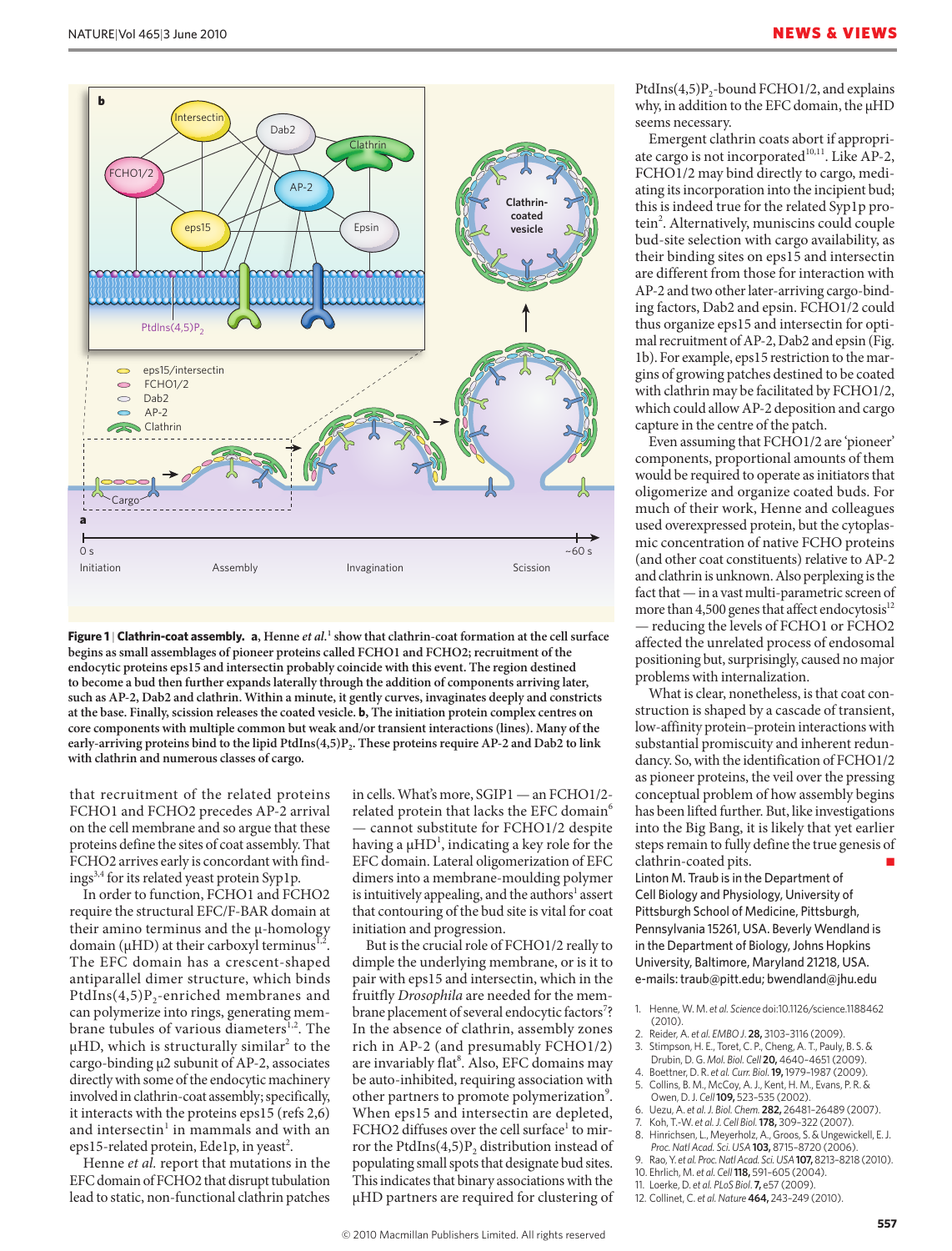b

Intersectin

Dab2

Clathrin

FCHO1/2

AP-2

eps15

Epsin

PtdIns(4,5)P2

Clathrin-coated vesicle

eps15/intersectin

FCHO1/2

Dab2

AP-2

Clathrin

Cargo

a

0 s

~60 s

Initiation

Assembly

Invagination

Scission

**Figure 1 | Clathrin-coat assembly. a**, Henne *et al.*[1] show that clathrin-coat formation at the cell surface begins as small assemblages of pioneer proteins called FCHO1 and FCHO2; recruitment of the endocytic proteins eps15 and intersectin probably coincide with this event. The region destined to become a bud then further expands laterally through the addition of components arriving later, such as AP-2, Dab2 and clathrin. Within a minute, it gently curves, invaginates deeply and constricts at the base. Finally, scission releases the coated vesicle. **b,** The initiation protein complex centres on core components with multiple common but weak and/or transient interactions (lines). Many of the early-arriving proteins bind to the lipid PtdIns(4,5)$P_2$. These proteins require AP-2 and Dab2 to link with clathrin and numerous classes of cargo.

that recruitment of the related proteins FCHO1 and FCHO2 precedes AP-2 arrival on the cell membrane and so argue that these proteins define the sites of coat assembly. That FCHO2 arrives early is concordant with findings[3,4] for its related yeast protein Syp1p.

In order to function, FCHO1 and FCHO2 require the structural EFC/F-BAR domain at their amino terminus and the μ-homology domain (μHD) at their carboxyl terminus[1,2]. The EFC domain has a crescent-shaped antiparallel dimer structure, which binds PtdIns(4,5)$P_2$-enriched membranes and can polymerize into rings, generating membrane tubules of various diameters[1,2]. The μHD, which is structurally similar[2] to the cargo-binding μ2 subunit of AP-2, associates directly with some of the endocytic machinery involved in clathrin-coat assembly; specifically, it interacts with the proteins eps15 (refs 2,6) and intersectin[1] in mammals and with an eps15-related protein, Ede1p, in yeast[2].

Henne *et al.* report that mutations in the EFC domain of FCHO2 that disrupt tubulation lead to static, non-functional clathrin patches in cells. What's more, SGIP1 — an FCHO1/2-related protein that lacks the EFC domain[6] — cannot substitute for FCHO1/2 despite having a μHD[1], indicating a key role for the EFC domain. Lateral oligomerization of EFC dimers into a membrane-moulding polymer is intuitively appealing, and the authors[1] assert that contouring of the bud site is vital for coat initiation and progression.

But is the crucial role of FCHO1/2 really to dimple the underlying membrane, or is it to pair with eps15 and intersectin, which in the fruitfly *Drosophila* are needed for the membrane placement of several endocytic factors[7]? In the absence of clathrin, assembly zones rich in AP-2 (and presumably FCHO1/2) are invariably flat[8]. Also, EFC domains may be auto-inhibited, requiring association with other partners to promote polymerization[9]. When eps15 and intersectin are depleted, FCHO2 diffuses over the cell surface[1] to mirror the PtdIns(4,5)$P_2$ distribution instead of populating small spots that designate bud sites. This indicates that binary associations with the μHD partners are required for clustering of PtdIns(4,5)$P_2$-bound FCHO1/2, and explains why, in addition to the EFC domain, the μHD seems necessary.

Emergent clathrin coats abort if appropriate cargo is not incorporated[10,11]. Like AP-2, FCHO1/2 may bind directly to cargo, mediating its incorporation into the incipient bud; this is indeed true for the related Syp1p protein[2]. Alternatively, muniscins could couple bud-site selection with cargo availability, as their binding sites on eps15 and intersectin are different from those for interaction with AP-2 and two other later-arriving cargo-binding factors, Dab2 and epsin. FCHO1/2 could thus organize eps15 and intersectin for optimal recruitment of AP-2, Dab2 and epsin (Fig. 1b). For example, eps15 restriction to the margins of growing patches destined to be coated with clathrin may be facilitated by FCHO1/2, which could allow AP-2 deposition and cargo capture in the centre of the patch.

Even assuming that FCHO1/2 are 'pioneer' components, proportional amounts of them would be required to operate as initiators that oligomerize and organize coated buds. For much of their work, Henne and colleagues used overexpressed protein, but the cytoplasmic concentration of native FCHO proteins (and other coat constituents) relative to AP-2 and clathrin is unknown. Also perplexing is the fact that — in a vast multi-parametric screen of more than 4,500 genes that affect endocytosis[12] — reducing the levels of FCHO1 or FCHO2 affected the unrelated process of endosomal positioning but, surprisingly, caused no major problems with internalization.

What is clear, nonetheless, is that coat construction is shaped by a cascade of transient, low-affinity protein–protein interactions with substantial promiscuity and inherent redundancy. So, with the identification of FCHO1/2 as pioneer proteins, the veil over the pressing conceptual problem of how assembly begins has been lifted further. But, like investigations into the Big Bang, it is likely that yet earlier steps remain to fully define the true genesis of clathrin-coated pits. ■

Linton M. Traub is in the Department of Cell Biology and Physiology, University of Pittsburgh School of Medicine, Pittsburgh, Pennsylvania 15261, USA. Beverly Wendland is in the Department of Biology, Johns Hopkins University, Baltimore, Maryland 21218, USA.
e-mails: traub@pitt.edu; bwendland@jhu.edu

1. Henne, W. M. *et al. Science* doi:10.1126/science.1188462 (2010).
2. Reider, A. *et al. EMBO J.* **28,** 3103–3116 (2009).
3. Stimpson, H. E., Toret, C. P., Cheng, A. T., Pauly, B. S. & Drubin, D. G. *Mol. Biol. Cell* **20,** 4640–4651 (2009).
4. Boettner, D. R. *et al. Curr. Biol.* **19,** 1979–1987 (2009).
5. Collins, B. M., McCoy, A. J., Kent, H. M., Evans, P. R. & Owen, D. J. *Cell* **109,** 523–535 (2002).
6. Uezu, A. *et al. J. Biol. Chem.* **282,** 26481–26489 (2007).
7. Koh, T.-W. *et al. J. Cell Biol.* **178,** 309–322 (2007).
8. Hinrichsen, L., Meyerholz, A., Groos, S. & Ungewickell, E. J. *Proc. Natl Acad. Sci. USA* **103,** 8715–8720 (2006).
9. Rao, Y. *et al. Proc. Natl Acad. Sci. USA* **107,** 8213–8218 (2010).
10. Ehrlich, M. *et al. Cell* **118,** 591–605 (2004).
11. Loerke, D. *et al. PLoS Biol.* **7,** e57 (2009).
12. Collinet, C. *et al. Nature* **464,** 243–249 (2010).